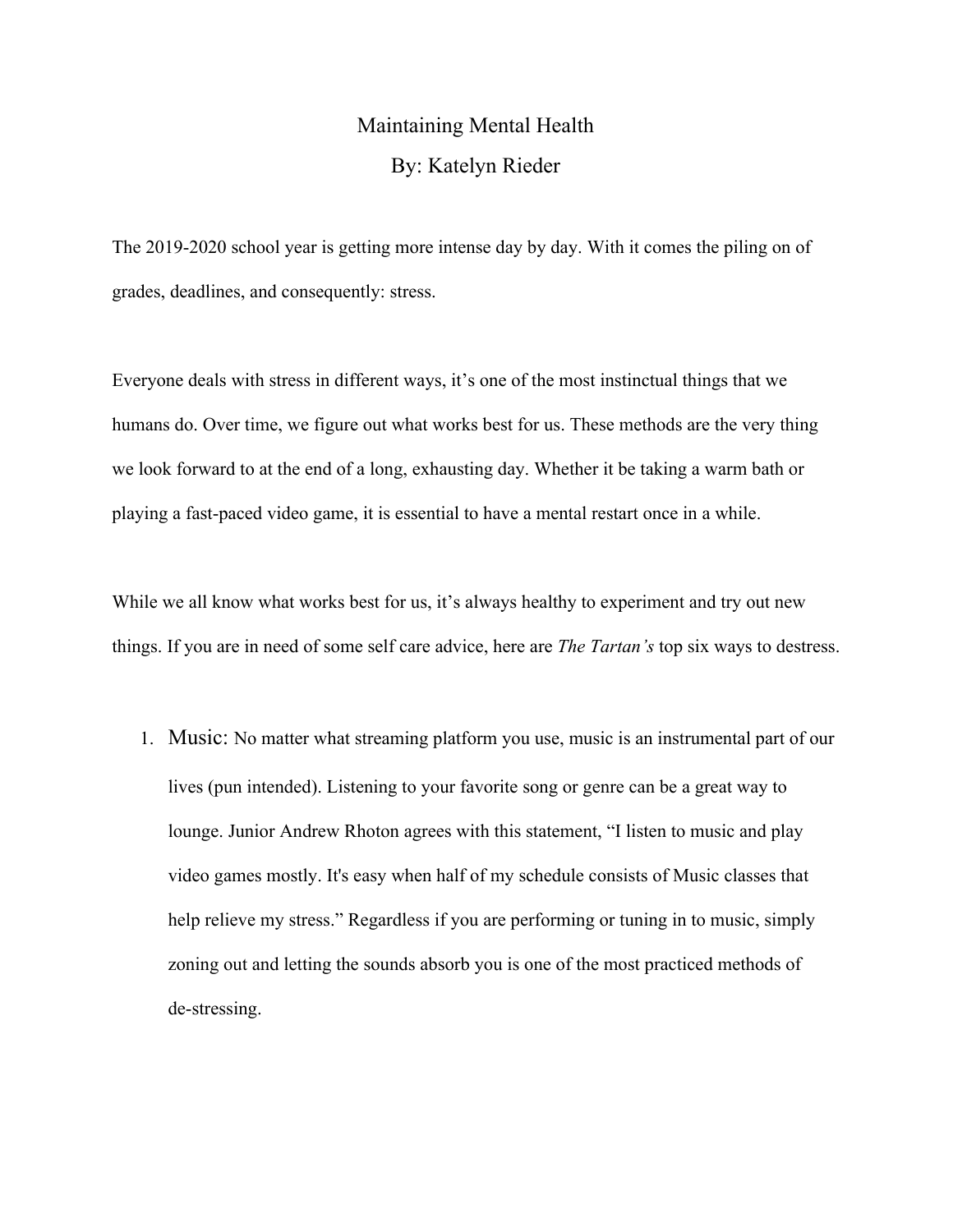# Maintaining Mental Health

By: Katelyn Rieder

The 2019-2020 school year is getting more intense day by day. With it comes the piling on of grades, deadlines, and consequently: stress.

Everyone deals with stress in different ways, it's one of the most instinctual things that we humans do. Over time, we figure out what works best for us. These methods are the very thing we look forward to at the end of a long, exhausting day. Whether it be taking a warm bath or playing a fast-paced video game, it is essential to have a mental restart once in a while.

While we all know what works best for us, it's always healthy to experiment and try out new things. If you are in need of some self care advice, here are *The Tartan's* top six ways to destress.

1. Music: No matter what streaming platform you use, music is an instrumental part of our lives (pun intended). Listening to your favorite song or genre can be a great way to lounge. Junior Andrew Rhoton agrees with this statement, "I listen to music and play video games mostly. It's easy when half of my schedule consists of Music classes that help relieve my stress." Regardless if you are performing or tuning in to music, simply zoning out and letting the sounds absorb you is one of the most practiced methods of de-stressing.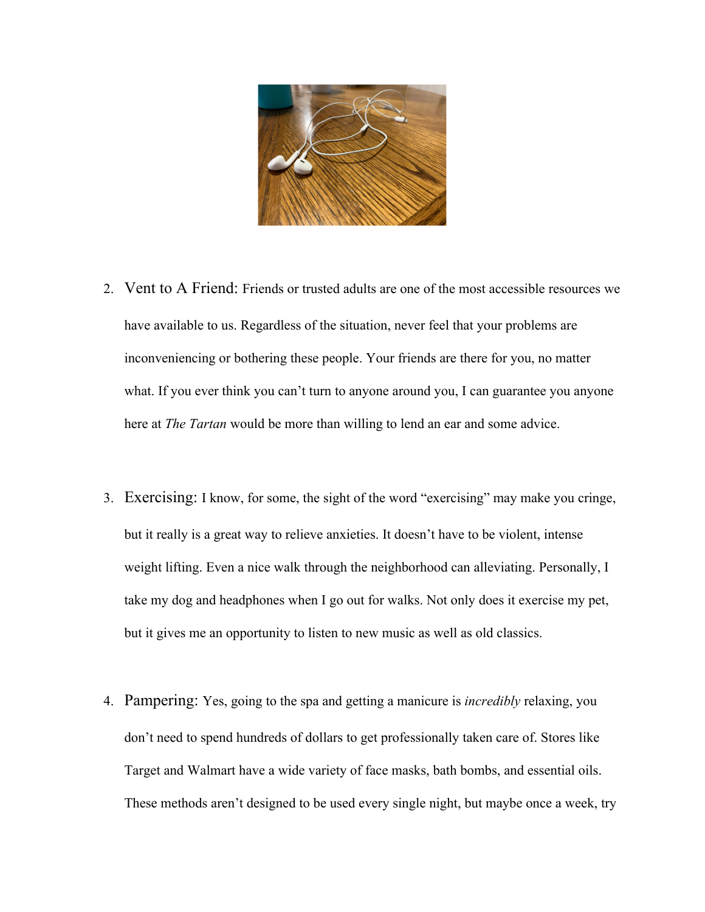2. Vent to A Friend: Friends or trusted adults are one of the most accessible resources we have available to us. Regardless of the situation, never feel that your problems are inconveniencing or bothering these people. Your friends are there for you, no matter what. If you ever think you can't turn to anyone around you, I can guarantee you anyone here at *The Tartan* would be more than willing to lend an ear and some advice.

3. Exercising: I know, for some, the sight of the word "exercising" may make you cringe, but it really is a great way to relieve anxieties. It doesn't have to be violent, intense weight lifting. Even a nice walk through the neighborhood can alleviating. Personally, I take my dog and headphones when I go out for walks. Not only does it exercise my pet, but it gives me an opportunity to listen to new music as well as old classics.

4. Pampering: Yes, going to the spa and getting a manicure is *incredibly* relaxing, you don't need to spend hundreds of dollars to get professionally taken care of. Stores like Target and Walmart have a wide variety of face masks, bath bombs, and essential oils. These methods aren't designed to be used every single night, but maybe once a week, try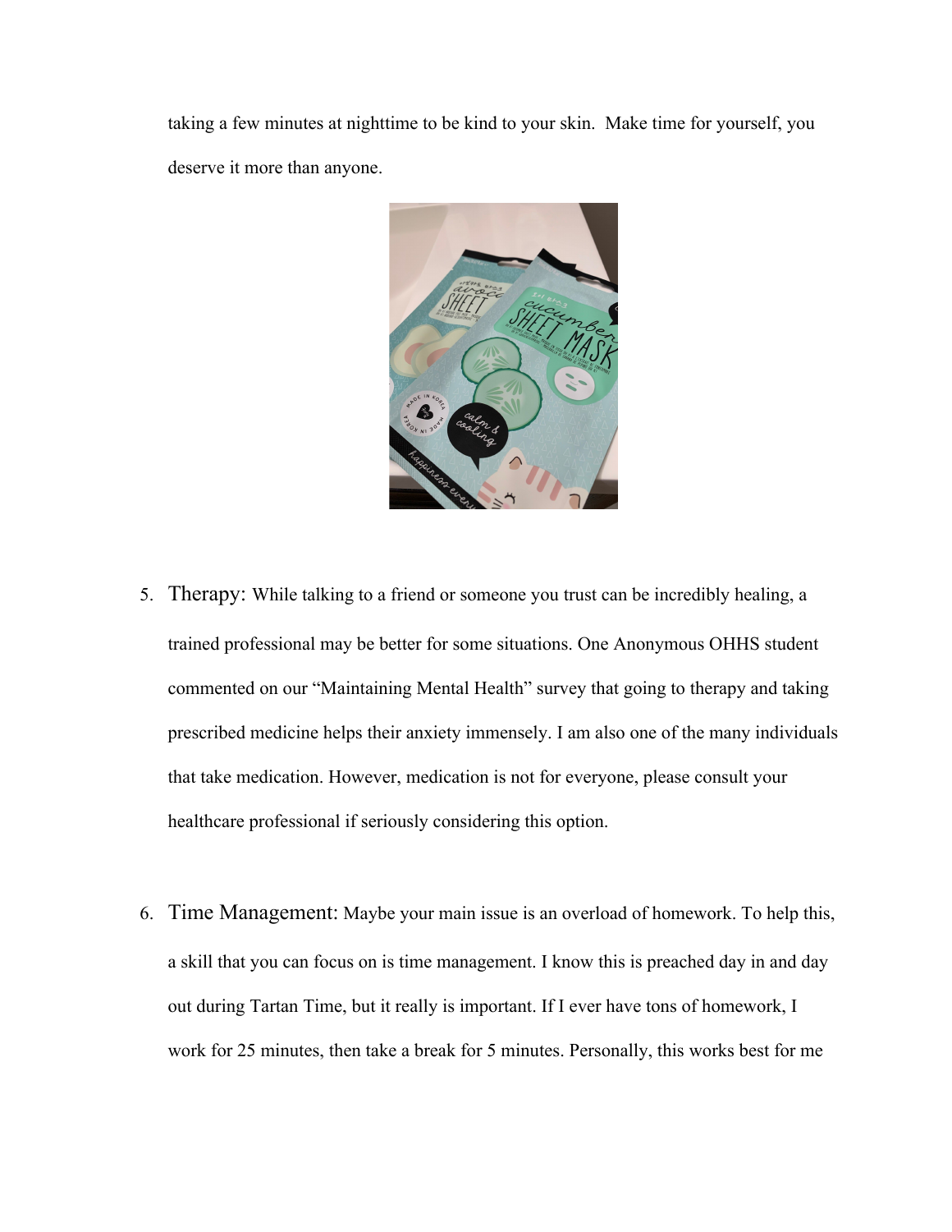taking a few minutes at nighttime to be kind to your skin.  Make time for yourself, you deserve it more than anyone.

5. Therapy: While talking to a friend or someone you trust can be incredibly healing, a trained professional may be better for some situations. One Anonymous OHHS student commented on our "Maintaining Mental Health" survey that going to therapy and taking prescribed medicine helps their anxiety immensely. I am also one of the many individuals that take medication. However, medication is not for everyone, please consult your healthcare professional if seriously considering this option.

6. Time Management: Maybe your main issue is an overload of homework. To help this, a skill that you can focus on is time management. I know this is preached day in and day out during Tartan Time, but it really is important. If I ever have tons of homework, I work for 25 minutes, then take a break for 5 minutes. Personally, this works best for me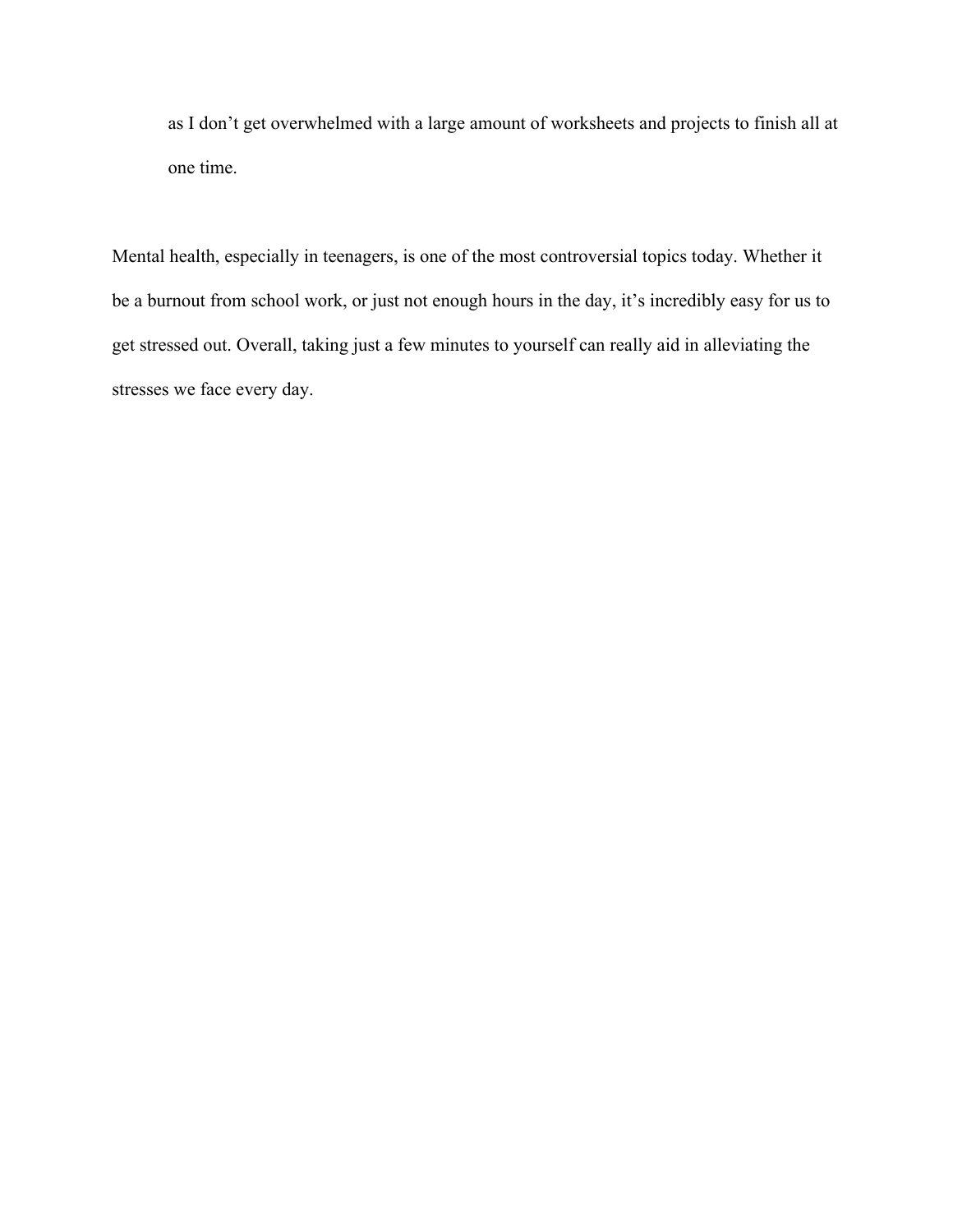as I don't get overwhelmed with a large amount of worksheets and projects to finish all at one time.

Mental health, especially in teenagers, is one of the most controversial topics today. Whether it be a burnout from school work, or just not enough hours in the day, it's incredibly easy for us to get stressed out. Overall, taking just a few minutes to yourself can really aid in alleviating the stresses we face every day.